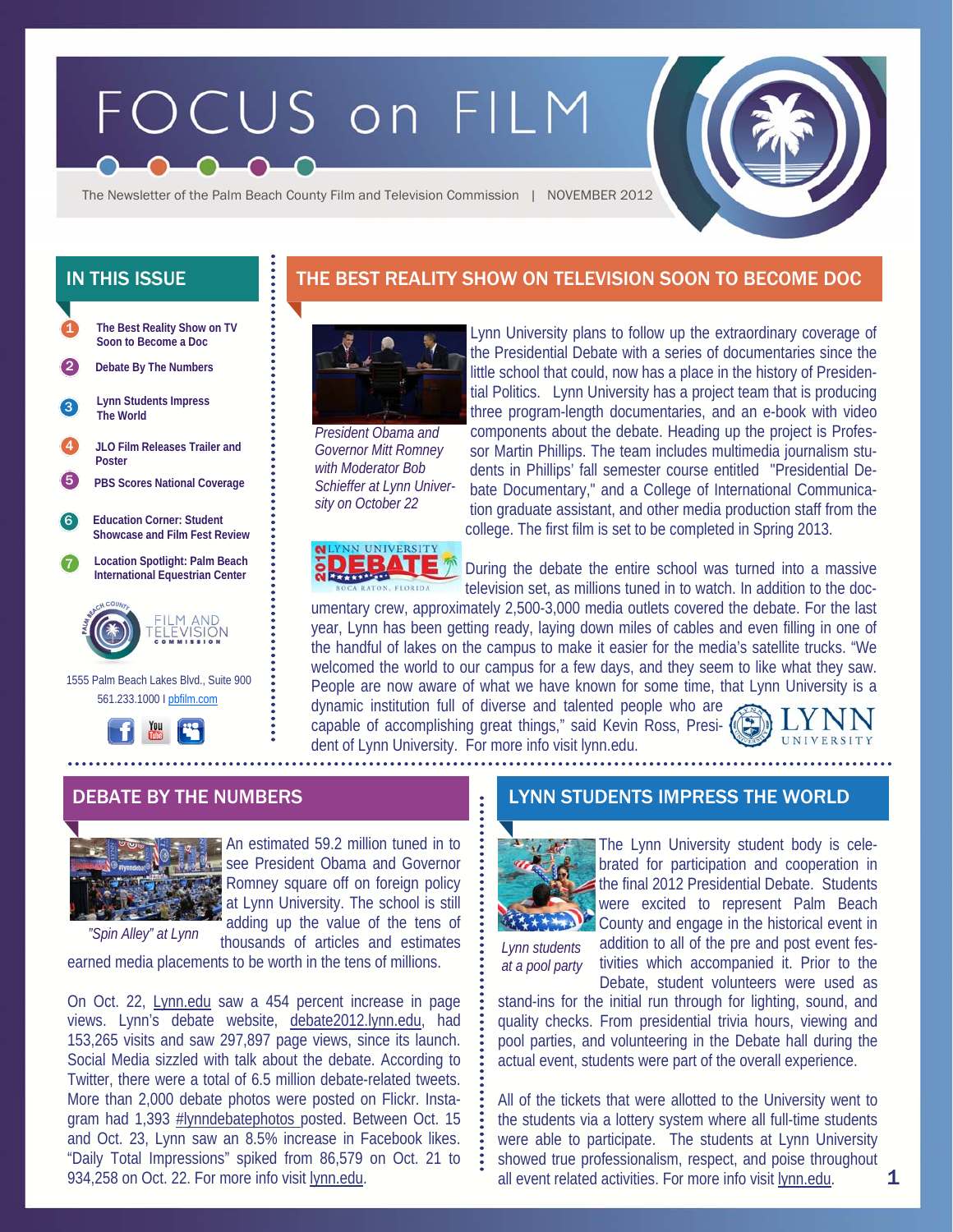# FOCUS on FILM

The Newsletter of the Palm Beach County Film and Television Commission | NOVEMBER 2012

## IN THIS ISSUE

1. The Best Reality Show on TV Soon to Become a Doc
2. Debate By The Numbers
3. Lynn Students Impress The World
4. JLO Film Releases Trailer and Poster
5. PBS Scores National Coverage
6. Education Corner: Student Showcase and Film Fest Review
7. Location Spotlight: Palm Beach International Equestrian Center

Palm Beach County Film and Television Commission

1555 Palm Beach Lakes Blvd., Suite 900

561.233.1000 I pbfilm.com

## THE BEST REALITY SHOW ON TELEVISION SOON TO BECOME DOC

*President Obama and Governor Mitt Romney with Moderator Bob Schieffer at Lynn University on October 22*

Lynn University plans to follow up the extraordinary coverage of the Presidential Debate with a series of documentaries since the little school that could, now has a place in the history of Presidential Politics. Lynn University has a project team that is producing three program-length documentaries, and an e-book with video components about the debate. Heading up the project is Professor Martin Phillips. The team includes multimedia journalism students in Phillips' fall semester course entitled "Presidential Debate Documentary," and a College of International Communication graduate assistant, and other media production staff from the college. The first film is set to be completed in Spring 2013.

During the debate the entire school was turned into a massive television set, as millions tuned in to watch. In addition to the documentary crew, approximately 2,500-3,000 media outlets covered the debate. For the last year, Lynn has been getting ready, laying down miles of cables and even filling in one of the handful of lakes on the campus to make it easier for the media's satellite trucks. "We welcomed the world to our campus for a few days, and they seem to like what they saw. People are now aware of what we have known for some time, that Lynn University is a dynamic institution full of diverse and talented people who are capable of accomplishing great things," said Kevin Ross, President of Lynn University. For more info visit lynn.edu.

## DEBATE BY THE NUMBERS

*"Spin Alley" at Lynn*

An estimated 59.2 million tuned in to see President Obama and Governor Romney square off on foreign policy at Lynn University. The school is still adding up the value of the tens of thousands of articles and estimates earned media placements to be worth in the tens of millions.

On Oct. 22, Lynn.edu saw a 454 percent increase in page views. Lynn's debate website, debate2012.lynn.edu, had 153,265 visits and saw 297,897 page views, since its launch. Social Media sizzled with talk about the debate. According to Twitter, there were a total of 6.5 million debate-related tweets. More than 2,000 debate photos were posted on Flickr. Instagram had 1,393 #lynndebatephotos posted. Between Oct. 15 and Oct. 23, Lynn saw an 8.5% increase in Facebook likes. "Daily Total Impressions" spiked from 86,579 on Oct. 21 to 934,258 on Oct. 22. For more info visit lynn.edu.

## LYNN STUDENTS IMPRESS THE WORLD

*Lynn students at a pool party*

The Lynn University student body is celebrated for participation and cooperation in the final 2012 Presidential Debate. Students were excited to represent Palm Beach County and engage in the historical event in addition to all of the pre and post event festivities which accompanied it. Prior to the Debate, student volunteers were used as stand-ins for the initial run through for lighting, sound, and quality checks. From presidential trivia hours, viewing and pool parties, and volunteering in the Debate hall during the actual event, students were part of the overall experience.

All of the tickets that were allotted to the University went to the students via a lottery system where all full-time students were able to participate. The students at Lynn University showed true professionalism, respect, and poise throughout all event related activities. For more info visit lynn.edu.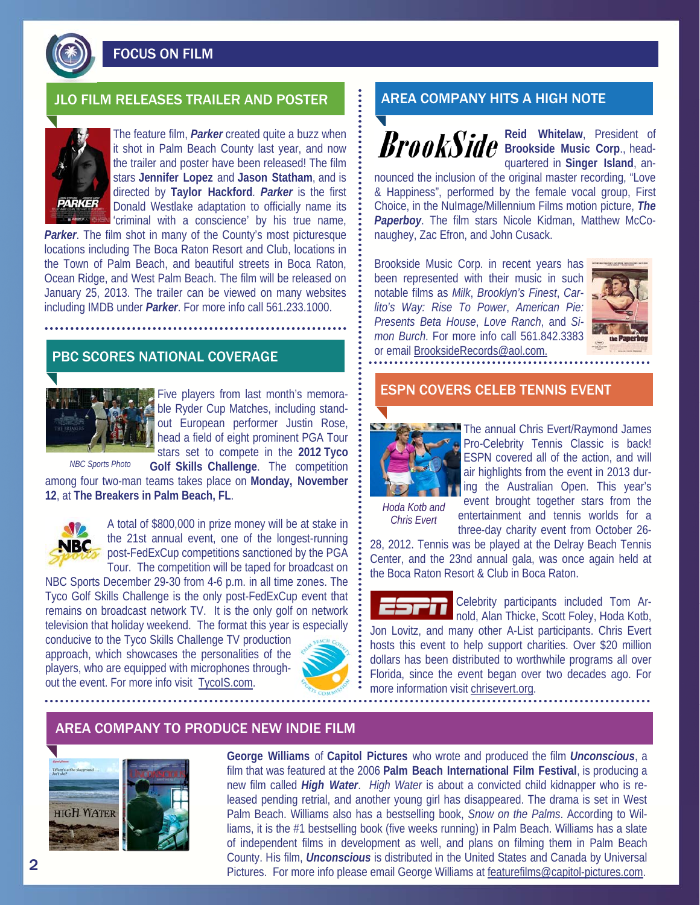# FOCUS ON FILM

## JLO FILM RELEASES TRAILER AND POSTER

The feature film, ***Parker*** created quite a buzz when it shot in Palm Beach County last year, and now the trailer and poster have been released! The film stars **Jennifer Lopez** and **Jason Statham**, and is directed by **Taylor Hackford**. ***Parker*** is the first Donald Westlake adaptation to officially name its 'criminal with a conscience' by his true name, ***Parker***. The film shot in many of the County's most picturesque locations including The Boca Raton Resort and Club, locations in the Town of Palm Beach, and beautiful streets in Boca Raton, Ocean Ridge, and West Palm Beach. The film will be released on January 25, 2013. The trailer can be viewed on many websites including IMDB under ***Parker***. For more info call 561.233.1000.

## PBC SCORES NATIONAL COVERAGE

Five players from last month's memorable Ryder Cup Matches, including standout European performer Justin Rose, head a field of eight prominent PGA Tour stars set to compete in the **2012 Tyco Golf Skills Challenge**. The competition among four two-man teams takes place on **Monday, November 12**, at **The Breakers in Palm Beach, FL**.

*NBC Sports Photo*

A total of $800,000 in prize money will be at stake in the 21st annual event, one of the longest-running post-FedExCup competitions sanctioned by the PGA Tour. The competition will be taped for broadcast on NBC Sports December 29-30 from 4-6 p.m. in all time zones. The Tyco Golf Skills Challenge is the only post-FedExCup event that remains on broadcast network TV. It is the only golf on network television that holiday weekend. The format this year is especially conducive to the Tyco Skills Challenge TV production approach, which showcases the personalities of the players, who are equipped with microphones throughout the event. For more info visit TycoIS.com.

## AREA COMPANY HITS A HIGH NOTE

**Reid Whitelaw**, President of **Brookside Music Corp**., headquartered in **Singer Island**, announced the inclusion of the original master recording, "Love & Happiness", performed by the female vocal group, First Choice, in the NuImage/Millennium Films motion picture, ***The Paperboy***. The film stars Nicole Kidman, Matthew McConaughey, Zac Efron, and John Cusack.

Brookside Music Corp. in recent years has been represented with their music in such notable films as *Milk*, *Brooklyn's Finest*, *Carlito's Way: Rise To Power*, *American Pie: Presents Beta House*, *Love Ranch*, and *Simon Burch*. For more info call 561.842.3383 or email BrooksideRecords@aol.com.

## ESPN COVERS CELEB TENNIS EVENT

The annual Chris Evert/Raymond James Pro-Celebrity Tennis Classic is back! ESPN covered all of the action, and will air highlights from the event in 2013 during the Australian Open. This year's event brought together stars from the entertainment and tennis worlds for a three-day charity event from October 26-28, 2012. Tennis was be played at the Delray Beach Tennis Center, and the 23nd annual gala, was once again held at the Boca Raton Resort & Club in Boca Raton.

*Hoda Kotb and Chris Evert*

Celebrity participants included Tom Arnold, Alan Thicke, Scott Foley, Hoda Kotb, Jon Lovitz, and many other A-List participants. Chris Evert hosts this event to help support charities. Over $20 million dollars has been distributed to worthwhile programs all over Florida, since the event began over two decades ago. For more information visit chrisevert.org.

## AREA COMPANY TO PRODUCE NEW INDIE FILM

**George Williams** of **Capitol Pictures** who wrote and produced the film ***Unconscious***, a film that was featured at the 2006 **Palm Beach International Film Festival**, is producing a new film called ***High Water***. *High Water* is about a convicted child kidnapper who is released pending retrial, and another young girl has disappeared. The drama is set in West Palm Beach. Williams also has a bestselling book, *Snow on the Palms*. According to Williams, it is the #1 bestselling book (five weeks running) in Palm Beach. Williams has a slate of independent films in development as well, and plans on filming them in Palm Beach County. His film, ***Unconscious*** is distributed in the United States and Canada by Universal Pictures. For more info please email George Williams at featurefilms@capitol-pictures.com.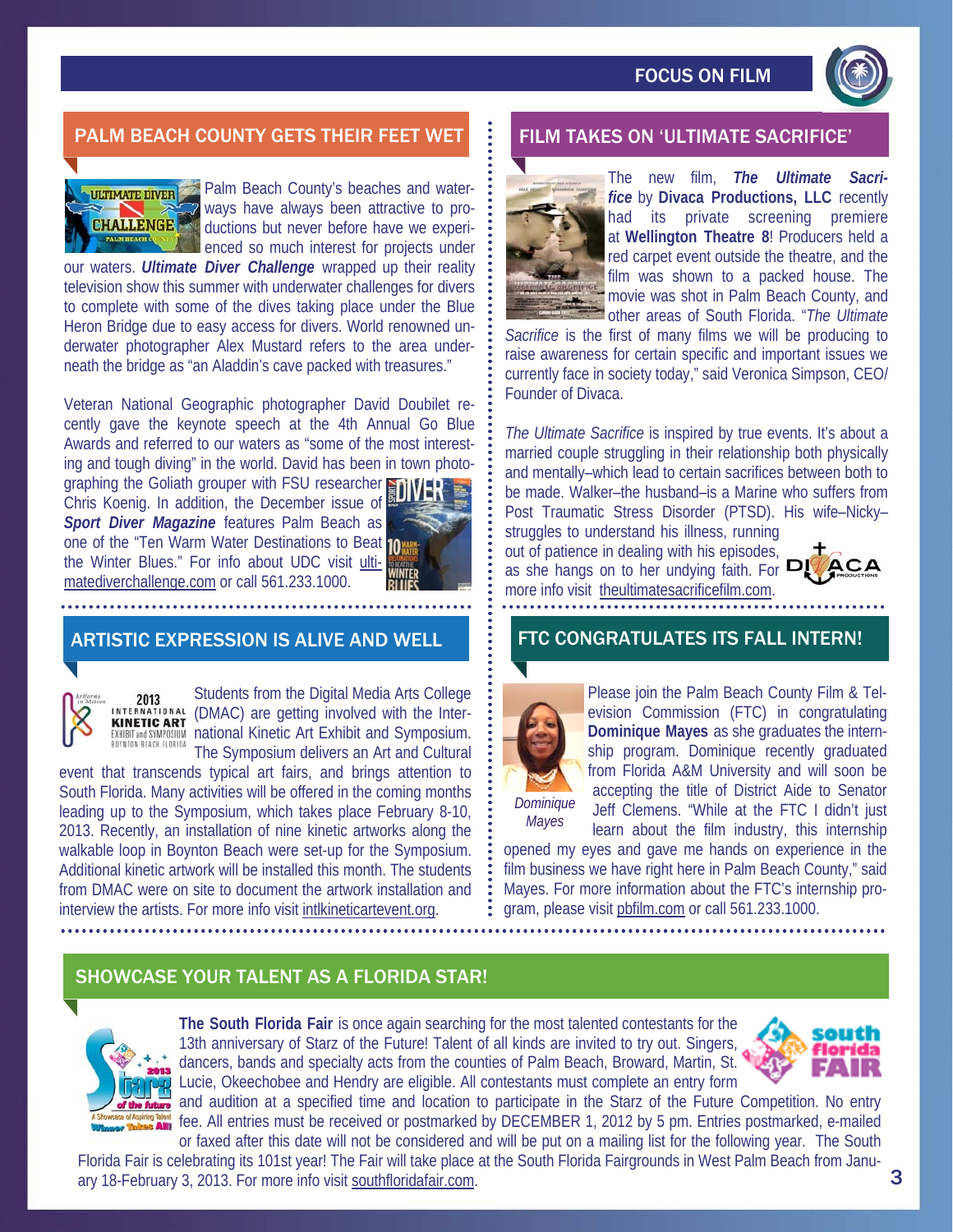## PALM BEACH COUNTY GETS THEIR FEET WET

Palm Beach County's beaches and waterways have always been attractive to productions but never before have we experienced so much interest for projects under our waters. ***Ultimate Diver Challenge*** wrapped up their reality television show this summer with underwater challenges for divers to complete with some of the dives taking place under the Blue Heron Bridge due to easy access for divers. World renowned underwater photographer Alex Mustard refers to the area underneath the bridge as "an Aladdin's cave packed with treasures."

Veteran National Geographic photographer David Doubilet recently gave the keynote speech at the 4th Annual Go Blue Awards and referred to our waters as "some of the most interesting and tough diving" in the world. David has been in town photographing the Goliath grouper with FSU researcher Chris Koenig. In addition, the December issue of ***Sport Diver Magazine*** features Palm Beach as one of the "Ten Warm Water Destinations to Beat the Winter Blues." For info about UDC visit ultimatediverchallenge.com or call 561.233.1000.

## ARTISTIC EXPRESSION IS ALIVE AND WELL

Students from the Digital Media Arts College (DMAC) are getting involved with the International Kinetic Art Exhibit and Symposium. The Symposium delivers an Art and Cultural event that transcends typical art fairs, and brings attention to South Florida. Many activities will be offered in the coming months leading up to the Symposium, which takes place February 8-10, 2013. Recently, an installation of nine kinetic artworks along the walkable loop in Boynton Beach were set-up for the Symposium. Additional kinetic artwork will be installed this month. The students from DMAC were on site to document the artwork installation and interview the artists. For more info visit intlkineticartevent.org.

## FILM TAKES ON 'ULTIMATE SACRIFICE'

The new film, ***The Ultimate Sacrifice*** by **Divaca Productions, LLC** recently had its private screening premiere at **Wellington Theatre 8**! Producers held a red carpet event outside the theatre, and the film was shown to a packed house. The movie was shot in Palm Beach County, and other areas of South Florida. "*The Ultimate Sacrifice* is the first of many films we will be producing to raise awareness for certain specific and important issues we currently face in society today," said Veronica Simpson, CEO/Founder of Divaca.

*The Ultimate Sacrifice* is inspired by true events. It's about a married couple struggling in their relationship both physically and mentally–which lead to certain sacrifices between both to be made. Walker–the husband–is a Marine who suffers from Post Traumatic Stress Disorder (PTSD). His wife–Nicky–struggles to understand his illness, running out of patience in dealing with his episodes, as she hangs on to her undying faith. For more info visit theultimatesacrificefilm.com.

## FTC CONGRATULATES ITS FALL INTERN!

Please join the Palm Beach County Film & Television Commission (FTC) in congratulating **Dominique Mayes** as she graduates the internship program. Dominique recently graduated from Florida A&M University and will soon be accepting the title of District Aide to Senator Jeff Clemens. "While at the FTC I didn't just learn about the film industry, this internship opened my eyes and gave me hands on experience in the film business we have right here in Palm Beach County," said Mayes. For more information about the FTC's internship program, please visit pbfilm.com or call 561.233.1000.

*Dominique Mayes*

## SHOWCASE YOUR TALENT AS A FLORIDA STAR!

**The South Florida Fair** is once again searching for the most talented contestants for the 13th anniversary of Starz of the Future! Talent of all kinds are invited to try out. Singers, dancers, bands and specialty acts from the counties of Palm Beach, Broward, Martin, St. Lucie, Okeechobee and Hendry are eligible. All contestants must complete an entry form and audition at a specified time and location to participate in the Starz of the Future Competition. No entry fee. All entries must be received or postmarked by DECEMBER 1, 2012 by 5 pm. Entries postmarked, e-mailed or faxed after this date will not be considered and will be put on a mailing list for the following year. The South Florida Fair is celebrating its 101st year! The Fair will take place at the South Florida Fairgrounds in West Palm Beach from January 18-February 3, 2013. For more info visit southfloridafair.com.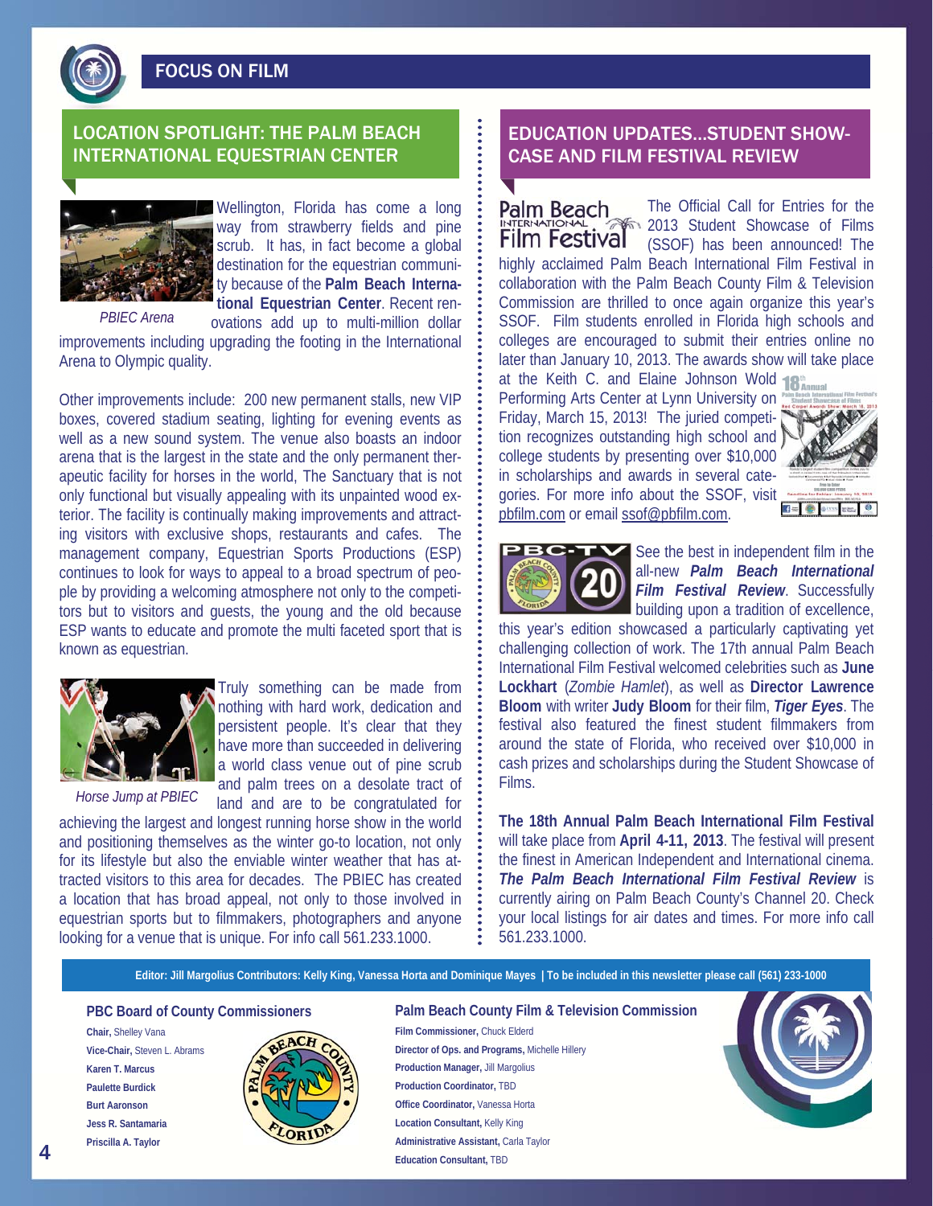# FOCUS ON FILM

## LOCATION SPOTLIGHT: THE PALM BEACH INTERNATIONAL EQUESTRIAN CENTER

PBIEC Arena

Wellington, Florida has come a long way from strawberry fields and pine scrub. It has, in fact become a global destination for the equestrian community because of the **Palm Beach International Equestrian Center**. Recent renovations add up to multi-million dollar improvements including upgrading the footing in the International Arena to Olympic quality.

Other improvements include: 200 new permanent stalls, new VIP boxes, covered stadium seating, lighting for evening events as well as a new sound system. The venue also boasts an indoor arena that is the largest in the state and the only permanent therapeutic facility for horses in the world, The Sanctuary that is not only functional but visually appealing with its unpainted wood exterior. The facility is continually making improvements and attracting visitors with exclusive shops, restaurants and cafes. The management company, Equestrian Sports Productions (ESP) continues to look for ways to appeal to a broad spectrum of people by providing a welcoming atmosphere not only to the competitors but to visitors and guests, the young and the old because ESP wants to educate and promote the multi faceted sport that is known as equestrian.

Horse Jump at PBIEC

Truly something can be made from nothing with hard work, dedication and persistent people. It's clear that they have more than succeeded in delivering a world class venue out of pine scrub and palm trees on a desolate tract of land and are to be congratulated for achieving the largest and longest running horse show in the world and positioning themselves as the winter go-to location, not only for its lifestyle but also the enviable winter weather that has attracted visitors to this area for decades. The PBIEC has created a location that has broad appeal, not only to those involved in equestrian sports but to filmmakers, photographers and anyone looking for a venue that is unique. For info call 561.233.1000.

## EDUCATION UPDATES...STUDENT SHOWCASE AND FILM FESTIVAL REVIEW

Palm Beach International Film Festival

The Official Call for Entries for the 2013 Student Showcase of Films (SSOF) has been announced! The highly acclaimed Palm Beach International Film Festival in collaboration with the Palm Beach County Film & Television Commission are thrilled to once again organize this year's SSOF. Film students enrolled in Florida high schools and colleges are encouraged to submit their entries online no later than January 10, 2013. The awards show will take place at the Keith C. and Elaine Johnson Wold Performing Arts Center at Lynn University on Friday, March 15, 2013! The juried competition recognizes outstanding high school and college students by presenting over $10,000 in scholarships and awards in several categories. For more info about the SSOF, visit pbfilm.com or email ssof@pbfilm.com.

See the best in independent film in the all-new ***Palm Beach International Film Festival Review***. Successfully building upon a tradition of excellence, this year's edition showcased a particularly captivating yet challenging collection of work. The 17th annual Palm Beach International Film Festival welcomed celebrities such as **June Lockhart** (*Zombie Hamlet*), as well as **Director Lawrence Bloom** with writer **Judy Bloom** for their film, ***Tiger Eyes***. The festival also featured the finest student filmmakers from around the state of Florida, who received over $10,000 in cash prizes and scholarships during the Student Showcase of Films.

**The 18th Annual Palm Beach International Film Festival** will take place from **April 4-11, 2013**. The festival will present the finest in American Independent and International cinema. ***The Palm Beach International Film Festival Review*** is currently airing on Palm Beach County's Channel 20. Check your local listings for air dates and times. For more info call 561.233.1000.

**Editor: Jill Margolius Contributors: Kelly King, Vanessa Horta and Dominique Mayes | To be included in this newsletter please call (561) 233-1000**

### PBC Board of County Commissioners

**Chair,** Shelley Vana
**Vice-Chair,** Steven L. Abrams
**Karen T. Marcus**
**Paulette Burdick**
**Burt Aaronson**
**Jess R. Santamaria**
**Priscilla A. Taylor**

### Palm Beach County Film & Television Commission

**Film Commissioner,** Chuck Elderd
**Director of Ops. and Programs,** Michelle Hillery
**Production Manager,** Jill Margolius
**Production Coordinator,** TBD
**Office Coordinator,** Vanessa Horta
**Location Consultant,** Kelly King
**Administrative Assistant,** Carla Taylor
**Education Consultant,** TBD